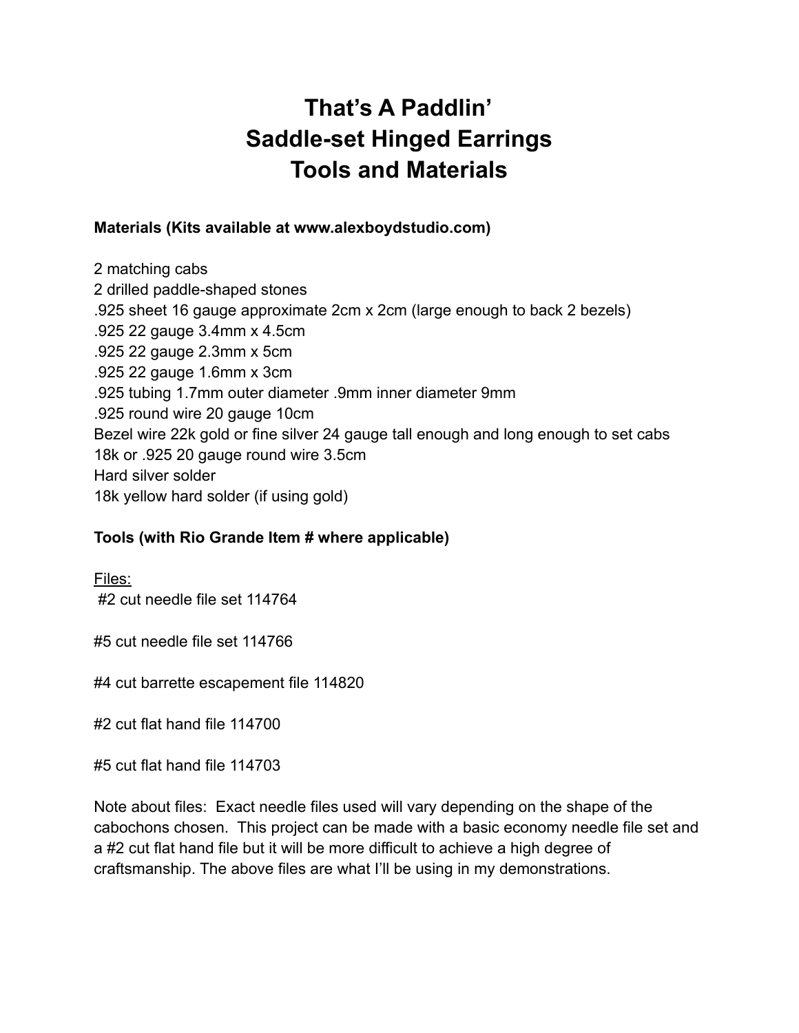# That's A Paddlin'
# Saddle-set Hinged Earrings
# Tools and Materials

**Materials (Kits available at www.alexboydstudio.com)**

2 matching cabs
2 drilled paddle-shaped stones
.925 sheet 16 gauge approximate 2cm x 2cm (large enough to back 2 bezels)
.925 22 gauge 3.4mm x 4.5cm
.925 22 gauge 2.3mm x 5cm
.925 22 gauge 1.6mm x 3cm
.925 tubing 1.7mm outer diameter .9mm inner diameter 9mm
.925 round wire 20 gauge 10cm
Bezel wire 22k gold or fine silver 24 gauge tall enough and long enough to set cabs
18k or .925 20 gauge round wire 3.5cm
Hard silver solder
18k yellow hard solder (if using gold)

**Tools (with Rio Grande Item # where applicable)**

Files:

#2 cut needle file set 114764

#5 cut needle file set 114766

#4 cut barrette escapement file 114820

#2 cut flat hand file 114700

#5 cut flat hand file 114703

Note about files: Exact needle files used will vary depending on the shape of the cabochons chosen. This project can be made with a basic economy needle file set and a #2 cut flat hand file but it will be more difficult to achieve a high degree of craftsmanship. The above files are what I'll be using in my demonstrations.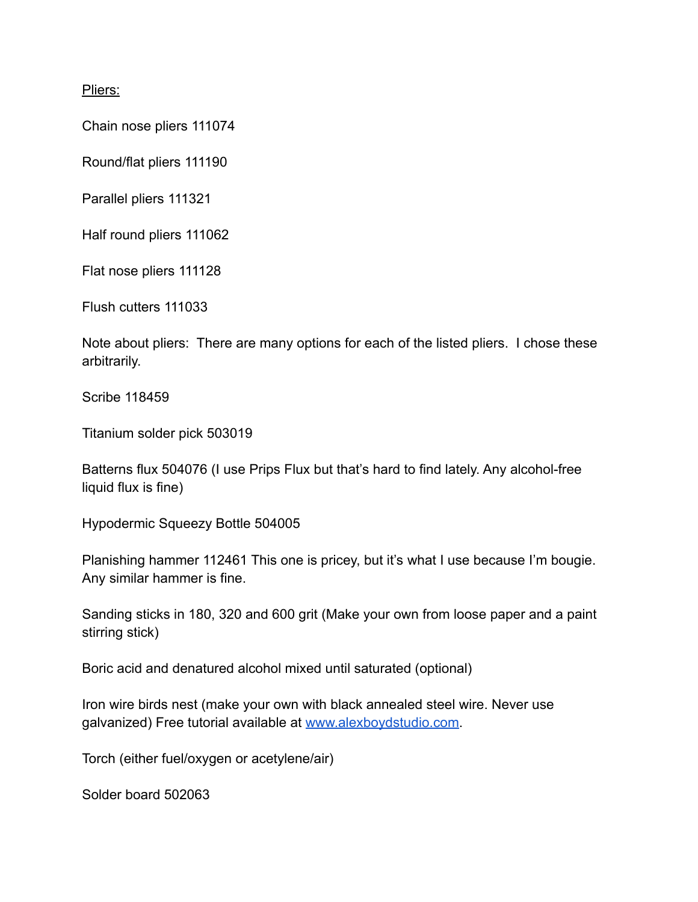<u>Pliers:</u>

Chain nose pliers 111074

Round/flat pliers 111190

Parallel pliers 111321

Half round pliers 111062

Flat nose pliers 111128

Flush cutters 111033

Note about pliers: There are many options for each of the listed pliers. I chose these arbitrarily.

Scribe 118459

Titanium solder pick 503019

Batterns flux 504076 (I use Prips Flux but that's hard to find lately. Any alcohol-free liquid flux is fine)

Hypodermic Squeezy Bottle 504005

Planishing hammer 112461 This one is pricey, but it's what I use because I'm bougie. Any similar hammer is fine.

Sanding sticks in 180, 320 and 600 grit (Make your own from loose paper and a paint stirring stick)

Boric acid and denatured alcohol mixed until saturated (optional)

Iron wire birds nest (make your own with black annealed steel wire. Never use galvanized) Free tutorial available at [www.alexboydstudio.com](http://www.alexboydstudio.com).

Torch (either fuel/oxygen or acetylene/air)

Solder board 502063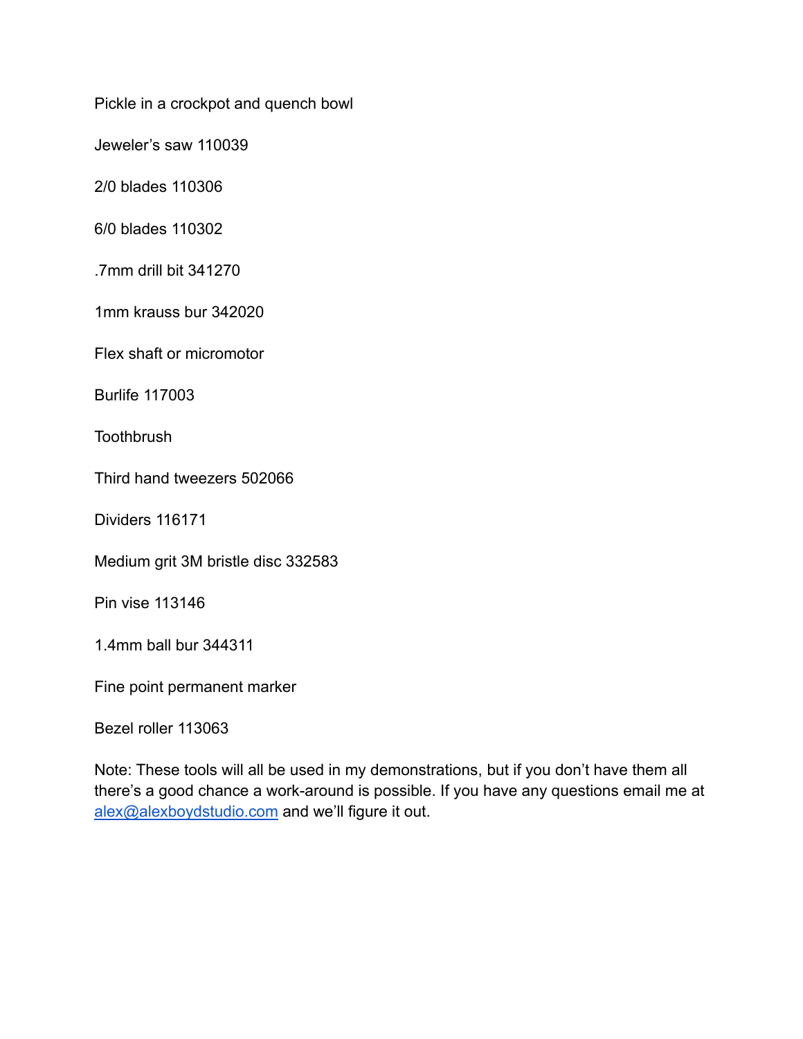Pickle in a crockpot and quench bowl

Jeweler's saw 110039

2/0 blades 110306

6/0 blades 110302

.7mm drill bit 341270

1mm krauss bur 342020

Flex shaft or micromotor

Burlife 117003

Toothbrush

Third hand tweezers 502066

Dividers 116171

Medium grit 3M bristle disc 332583

Pin vise 113146

1.4mm ball bur 344311

Fine point permanent marker

Bezel roller 113063

Note: These tools will all be used in my demonstrations, but if you don't have them all there's a good chance a work-around is possible. If you have any questions email me at [alex@alexboydstudio.com](mailto:alex@alexboydstudio.com) and we'll figure it out.